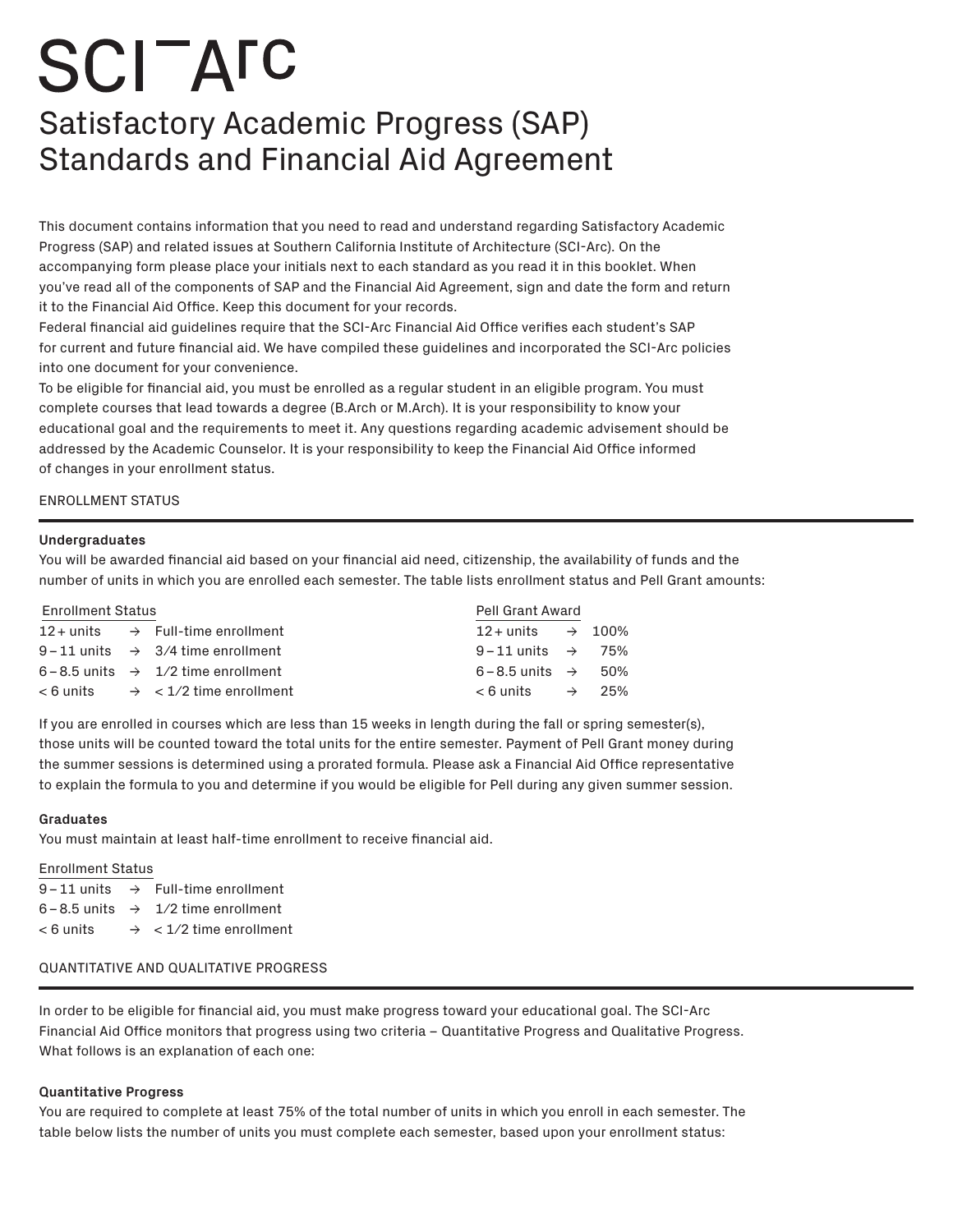# SCI-Arc

# Satisfactory Academic Progress (SAP) Standards and Financial Aid Agreement

This document contains information that you need to read and understand regarding Satisfactory Academic Progress (SAP) and related issues at Southern California Institute of Architecture (SCI-Arc). On the accompanying form please place your initials next to each standard as you read it in this booklet. When you've read all of the components of SAP and the Financial Aid Agreement, sign and date the form and return it to the Financial Aid Office. Keep this document for your records.

Federal financial aid guidelines require that the SCI-Arc Financial Aid Office verifies each student's SAP for current and future financial aid. We have compiled these guidelines and incorporated the SCI-Arc policies into one document for your convenience.

To be eligible for financial aid, you must be enrolled as a regular student in an eligible program. You must complete courses that lead towards a degree (B.Arch or M.Arch). It is your responsibility to know your educational goal and the requirements to meet it. Any questions regarding academic advisement should be addressed by the Academic Counselor. It is your responsibility to keep the Financial Aid Office informed of changes in your enrollment status.

## ENROLLMENT STATUS

**Undergraduates**

You will be awarded financial aid based on your financial aid need, citizenship, the availability of funds and the number of units in which you are enrolled each semester. The table lists enrollment status and Pell Grant amounts:

| Enrollment Status | | | Pell Grant Award | | |
|---|---|---|---|---|---|
| 12+ units | → | Full-time enrollment | 12+ units | → | 100% |
| 9–11 units | → | 3/4 time enrollment | 9–11 units | → | 75% |
| 6–8.5 units | → | 1/2 time enrollment | 6–8.5 units | → | 50% |
| < 6 units | → | < 1/2 time enrollment | < 6 units | → | 25% |

If you are enrolled in courses which are less than 15 weeks in length during the fall or spring semester(s), those units will be counted toward the total units for the entire semester. Payment of Pell Grant money during the summer sessions is determined using a prorated formula. Please ask a Financial Aid Office representative to explain the formula to you and determine if you would be eligible for Pell during any given summer session.

**Graduates**

You must maintain at least half-time enrollment to receive financial aid.

| Enrollment Status | | |
|---|---|---|
| 9–11 units | → | Full-time enrollment |
| 6–8.5 units | → | 1/2 time enrollment |
| < 6 units | → | < 1/2 time enrollment |

## QUANTITATIVE AND QUALITATIVE PROGRESS

In order to be eligible for financial aid, you must make progress toward your educational goal. The SCI-Arc Financial Aid Office monitors that progress using two criteria – Quantitative Progress and Qualitative Progress. What follows is an explanation of each one:

**Quantitative Progress**

You are required to complete at least 75% of the total number of units in which you enroll in each semester. The table below lists the number of units you must complete each semester, based upon your enrollment status: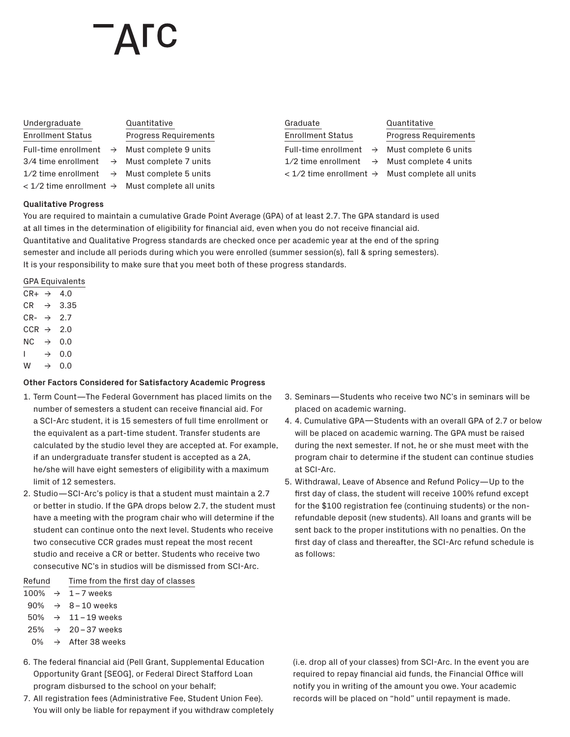| Undergraduate Enrollment Status | | Quantitative Progress Requirements |
|---|---|---|
| Full-time enrollment | → | Must complete 9 units |
| 3/4 time enrollment | → | Must complete 7 units |
| 1/2 time enrollment | → | Must complete 5 units |
| < 1/2 time enrollment | → | Must complete all units |

| Graduate Enrollment Status | | Quantitative Progress Requirements |
|---|---|---|
| Full-time enrollment | → | Must complete 6 units |
| 1/2 time enrollment | → | Must complete 4 units |
| < 1/2 time enrollment | → | Must complete all units |

**Qualitative Progress**

You are required to maintain a cumulative Grade Point Average (GPA) of at least 2.7. The GPA standard is used at all times in the determination of eligibility for financial aid, even when you do not receive financial aid. Quantitative and Qualitative Progress standards are checked once per academic year at the end of the spring semester and include all periods during which you were enrolled (summer session(s), fall & spring semesters). It is your responsibility to make sure that you meet both of these progress standards.

| GPA Equivalents | | |
|---|---|---|
| CR+ | → | 4.0 |
| CR | → | 3.35 |
| CR- | → | 2.7 |
| CCR | → | 2.0 |
| NC | → | 0.0 |
| I | → | 0.0 |
| W | → | 0.0 |

**Other Factors Considered for Satisfactory Academic Progress**

1. Term Count—The Federal Government has placed limits on the number of semesters a student can receive financial aid. For a SCI-Arc student, it is 15 semesters of full time enrollment or the equivalent as a part-time student. Transfer students are calculated by the studio level they are accepted at. For example, if an undergraduate transfer student is accepted as a 2A, he/she will have eight semesters of eligibility with a maximum limit of 12 semesters.
2. Studio—SCI-Arc's policy is that a student must maintain a 2.7 or better in studio. If the GPA drops below 2.7, the student must have a meeting with the program chair who will determine if the student can continue onto the next level. Students who receive two consecutive CCR grades must repeat the most recent studio and receive a CR or better. Students who receive two consecutive NC's in studios will be dismissed from SCI-Arc.
3. Seminars—Students who receive two NC's in seminars will be placed on academic warning.
4. 4. Cumulative GPA—Students with an overall GPA of 2.7 or below will be placed on academic warning. The GPA must be raised during the next semester. If not, he or she must meet with the program chair to determine if the student can continue studies at SCI-Arc.
5. Withdrawal, Leave of Absence and Refund Policy—Up to the first day of class, the student will receive 100% refund except for the $100 registration fee (continuing students) or the non-refundable deposit (new students). All loans and grants will be sent back to the proper institutions with no penalties. On the first day of class and thereafter, the SCI-Arc refund schedule is as follows:

| Refund | | Time from the first day of classes |
|---|---|---|
| 100% | → | 1 – 7 weeks |
| 90% | → | 8 – 10 weeks |
| 50% | → | 11 – 19 weeks |
| 25% | → | 20 – 37 weeks |
| 0% | → | After 38 weeks |

6. The federal financial aid (Pell Grant, Supplemental Education Opportunity Grant [SEOG], or Federal Direct Stafford Loan program disbursed to the school on your behalf;
7. All registration fees (Administrative Fee, Student Union Fee). You will only be liable for repayment if you withdraw completely (i.e. drop all of your classes) from SCI-Arc. In the event you are required to repay financial aid funds, the Financial Office will notify you in writing of the amount you owe. Your academic records will be placed on "hold" until repayment is made.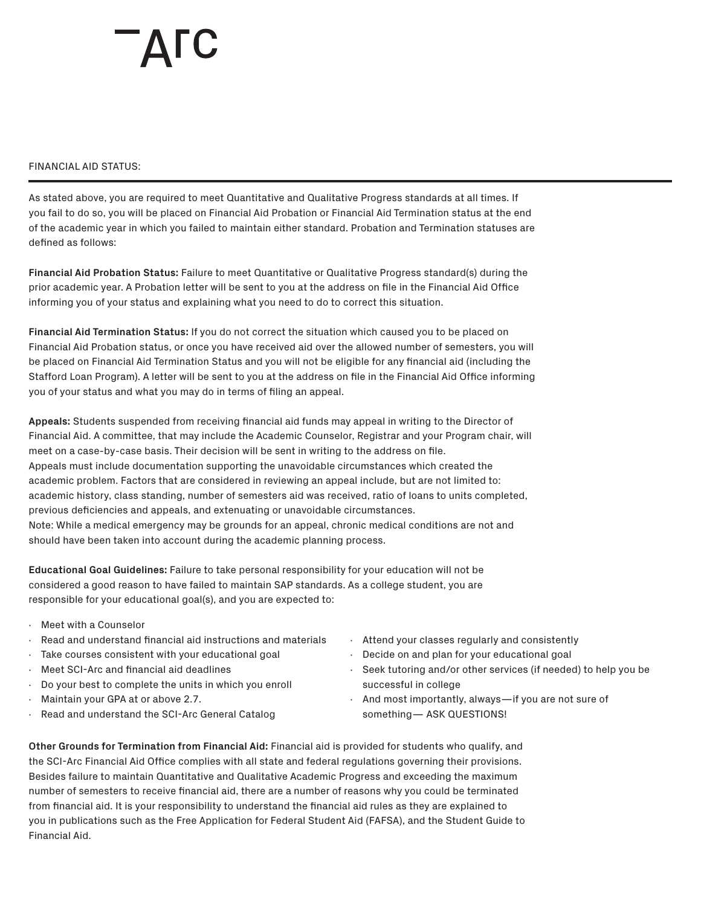FINANCIAL AID STATUS:

As stated above, you are required to meet Quantitative and Qualitative Progress standards at all times. If you fail to do so, you will be placed on Financial Aid Probation or Financial Aid Termination status at the end of the academic year in which you failed to maintain either standard. Probation and Termination statuses are defined as follows:

**Financial Aid Probation Status:** Failure to meet Quantitative or Qualitative Progress standard(s) during the prior academic year. A Probation letter will be sent to you at the address on file in the Financial Aid Office informing you of your status and explaining what you need to do to correct this situation.

**Financial Aid Termination Status:** If you do not correct the situation which caused you to be placed on Financial Aid Probation status, or once you have received aid over the allowed number of semesters, you will be placed on Financial Aid Termination Status and you will not be eligible for any financial aid (including the Stafford Loan Program). A letter will be sent to you at the address on file in the Financial Aid Office informing you of your status and what you may do in terms of filing an appeal.

**Appeals:** Students suspended from receiving financial aid funds may appeal in writing to the Director of Financial Aid. A committee, that may include the Academic Counselor, Registrar and your Program chair, will meet on a case-by-case basis. Their decision will be sent in writing to the address on file.
Appeals must include documentation supporting the unavoidable circumstances which created the academic problem. Factors that are considered in reviewing an appeal include, but are not limited to: academic history, class standing, number of semesters aid was received, ratio of loans to units completed, previous deficiencies and appeals, and extenuating or unavoidable circumstances.
Note: While a medical emergency may be grounds for an appeal, chronic medical conditions are not and should have been taken into account during the academic planning process.

**Educational Goal Guidelines:** Failure to take personal responsibility for your education will not be considered a good reason to have failed to maintain SAP standards. As a college student, you are responsible for your educational goal(s), and you are expected to:

- Meet with a Counselor
- Read and understand financial aid instructions and materials
- Take courses consistent with your educational goal
- Meet SCI-Arc and financial aid deadlines
- Do your best to complete the units in which you enroll
- Maintain your GPA at or above 2.7.
- Read and understand the SCI-Arc General Catalog
- Attend your classes regularly and consistently
- Decide on and plan for your educational goal
- Seek tutoring and/or other services (if needed) to help you be successful in college
- And most importantly, always—if you are not sure of something— ASK QUESTIONS!

**Other Grounds for Termination from Financial Aid:** Financial aid is provided for students who qualify, and the SCI-Arc Financial Aid Office complies with all state and federal regulations governing their provisions. Besides failure to maintain Quantitative and Qualitative Academic Progress and exceeding the maximum number of semesters to receive financial aid, there are a number of reasons why you could be terminated from financial aid. It is your responsibility to understand the financial aid rules as they are explained to you in publications such as the Free Application for Federal Student Aid (FAFSA), and the Student Guide to Financial Aid.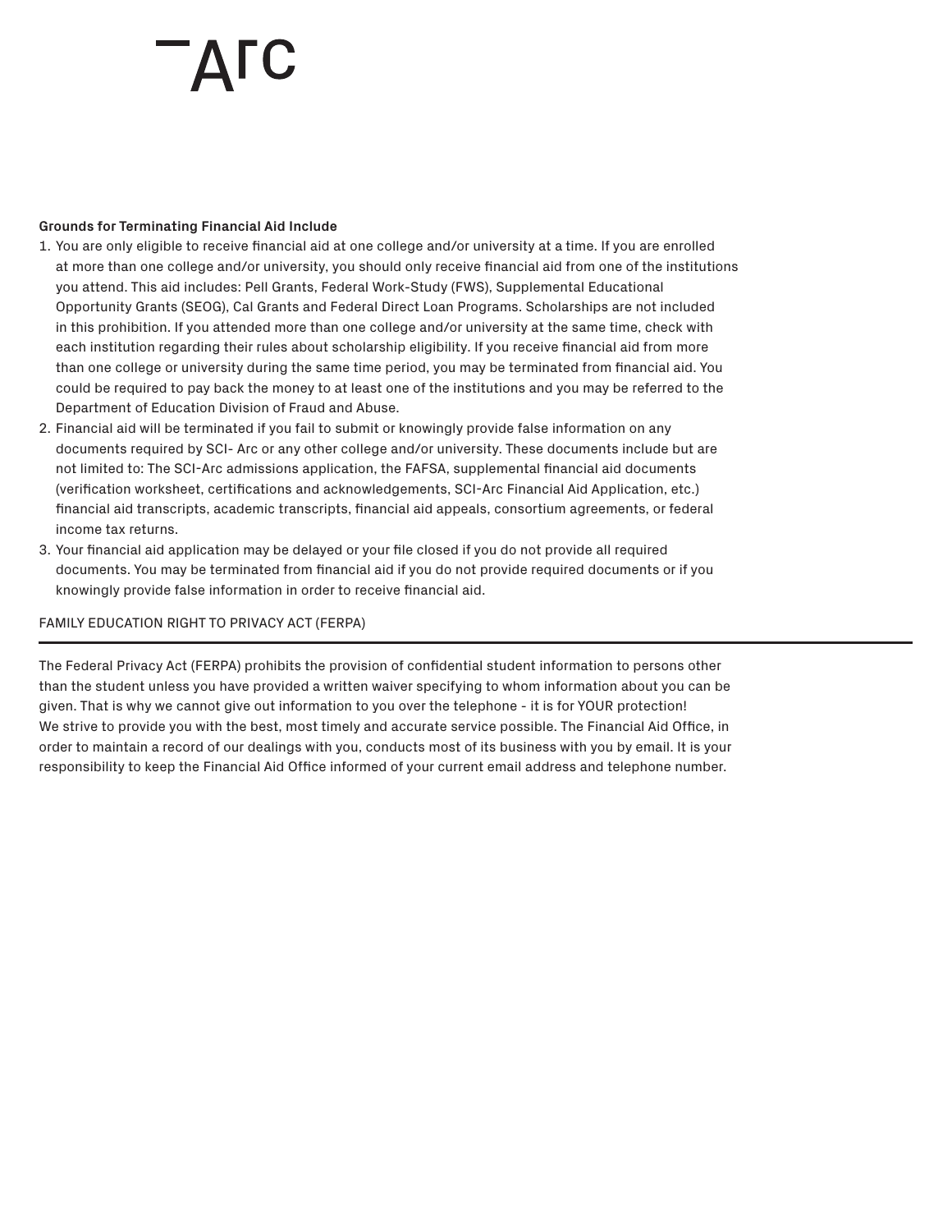**Grounds for Terminating Financial Aid Include**

1. You are only eligible to receive financial aid at one college and/or university at a time. If you are enrolled at more than one college and/or university, you should only receive financial aid from one of the institutions you attend. This aid includes: Pell Grants, Federal Work-Study (FWS), Supplemental Educational Opportunity Grants (SEOG), Cal Grants and Federal Direct Loan Programs. Scholarships are not included in this prohibition. If you attended more than one college and/or university at the same time, check with each institution regarding their rules about scholarship eligibility. If you receive financial aid from more than one college or university during the same time period, you may be terminated from financial aid. You could be required to pay back the money to at least one of the institutions and you may be referred to the Department of Education Division of Fraud and Abuse.
2. Financial aid will be terminated if you fail to submit or knowingly provide false information on any documents required by SCI- Arc or any other college and/or university. These documents include but are not limited to: The SCI-Arc admissions application, the FAFSA, supplemental financial aid documents (verification worksheet, certifications and acknowledgements, SCI-Arc Financial Aid Application, etc.) financial aid transcripts, academic transcripts, financial aid appeals, consortium agreements, or federal income tax returns.
3. Your financial aid application may be delayed or your file closed if you do not provide all required documents. You may be terminated from financial aid if you do not provide required documents or if you knowingly provide false information in order to receive financial aid.

## FAMILY EDUCATION RIGHT TO PRIVACY ACT (FERPA)

The Federal Privacy Act (FERPA) prohibits the provision of confidential student information to persons other than the student unless you have provided a written waiver specifying to whom information about you can be given. That is why we cannot give out information to you over the telephone - it is for YOUR protection!
We strive to provide you with the best, most timely and accurate service possible. The Financial Aid Office, in order to maintain a record of our dealings with you, conducts most of its business with you by email. It is your responsibility to keep the Financial Aid Office informed of your current email address and telephone number.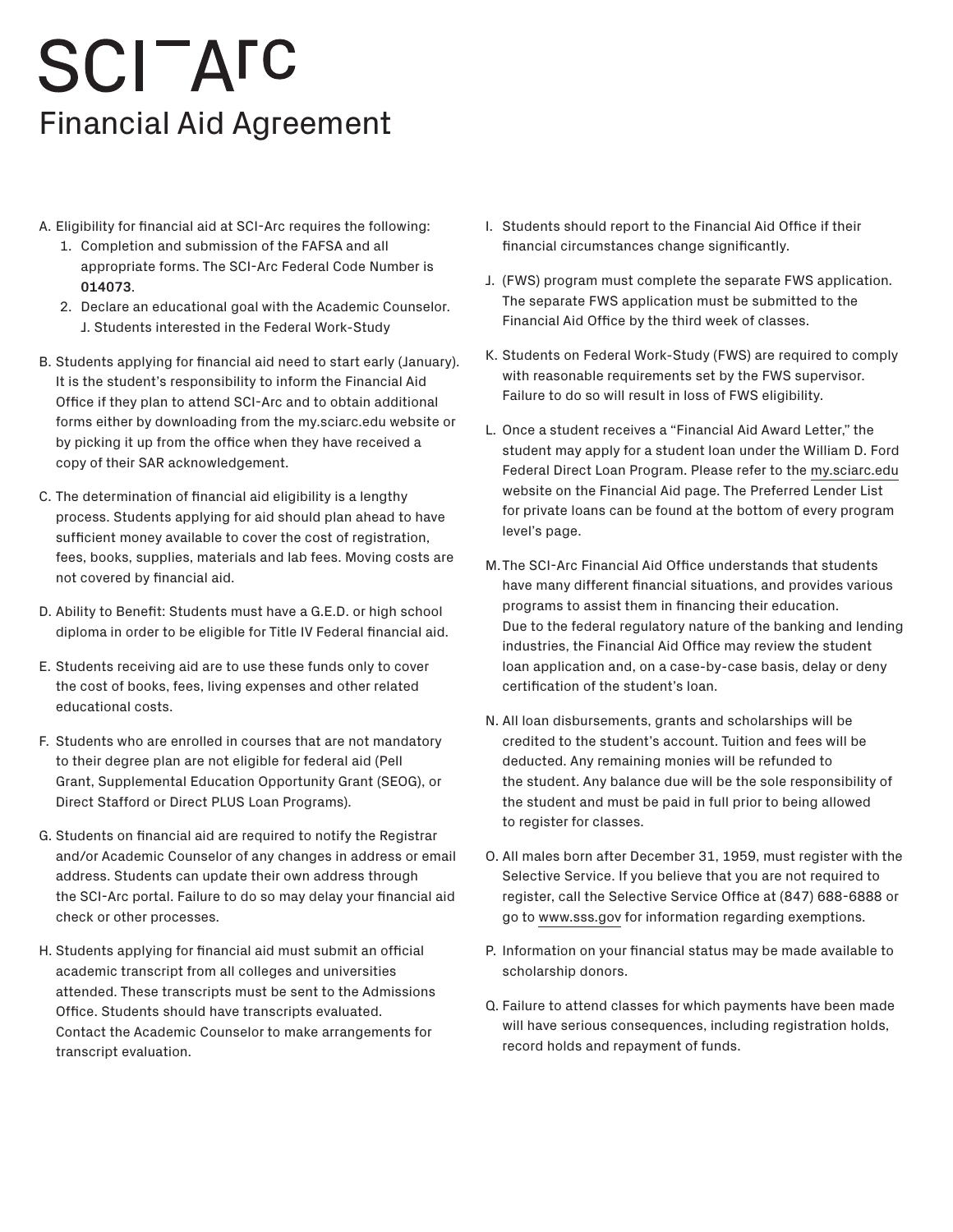# SCI-Arc

## Financial Aid Agreement

A. Eligibility for financial aid at SCI-Arc requires the following:
   1. Completion and submission of the FAFSA and all appropriate forms. The SCI-Arc Federal Code Number is **014073**.
   2. Declare an educational goal with the Academic Counselor.
   J. Students interested in the Federal Work-Study

B. Students applying for financial aid need to start early (January). It is the student's responsibility to inform the Financial Aid Office if they plan to attend SCI-Arc and to obtain additional forms either by downloading from the my.sciarc.edu website or by picking it up from the office when they have received a copy of their SAR acknowledgement.

C. The determination of financial aid eligibility is a lengthy process. Students applying for aid should plan ahead to have sufficient money available to cover the cost of registration, fees, books, supplies, materials and lab fees. Moving costs are not covered by financial aid.

D. Ability to Benefit: Students must have a G.E.D. or high school diploma in order to be eligible for Title IV Federal financial aid.

E. Students receiving aid are to use these funds only to cover the cost of books, fees, living expenses and other related educational costs.

F. Students who are enrolled in courses that are not mandatory to their degree plan are not eligible for federal aid (Pell Grant, Supplemental Education Opportunity Grant (SEOG), or Direct Stafford or Direct PLUS Loan Programs).

G. Students on financial aid are required to notify the Registrar and/or Academic Counselor of any changes in address or email address. Students can update their own address through the SCI-Arc portal. Failure to do so may delay your financial aid check or other processes.

H. Students applying for financial aid must submit an official academic transcript from all colleges and universities attended. These transcripts must be sent to the Admissions Office. Students should have transcripts evaluated. Contact the Academic Counselor to make arrangements for transcript evaluation.

I. Students should report to the Financial Aid Office if their financial circumstances change significantly.

J. (FWS) program must complete the separate FWS application. The separate FWS application must be submitted to the Financial Aid Office by the third week of classes.

K. Students on Federal Work-Study (FWS) are required to comply with reasonable requirements set by the FWS supervisor. Failure to do so will result in loss of FWS eligibility.

L. Once a student receives a "Financial Aid Award Letter," the student may apply for a student loan under the William D. Ford Federal Direct Loan Program. Please refer to the my.sciarc.edu website on the Financial Aid page. The Preferred Lender List for private loans can be found at the bottom of every program level's page.

M. The SCI-Arc Financial Aid Office understands that students have many different financial situations, and provides various programs to assist them in financing their education. Due to the federal regulatory nature of the banking and lending industries, the Financial Aid Office may review the student loan application and, on a case-by-case basis, delay or deny certification of the student's loan.

N. All loan disbursements, grants and scholarships will be credited to the student's account. Tuition and fees will be deducted. Any remaining monies will be refunded to the student. Any balance due will be the sole responsibility of the student and must be paid in full prior to being allowed to register for classes.

O. All males born after December 31, 1959, must register with the Selective Service. If you believe that you are not required to register, call the Selective Service Office at (847) 688-6888 or go to www.sss.gov for information regarding exemptions.

P. Information on your financial status may be made available to scholarship donors.

Q. Failure to attend classes for which payments have been made will have serious consequences, including registration holds, record holds and repayment of funds.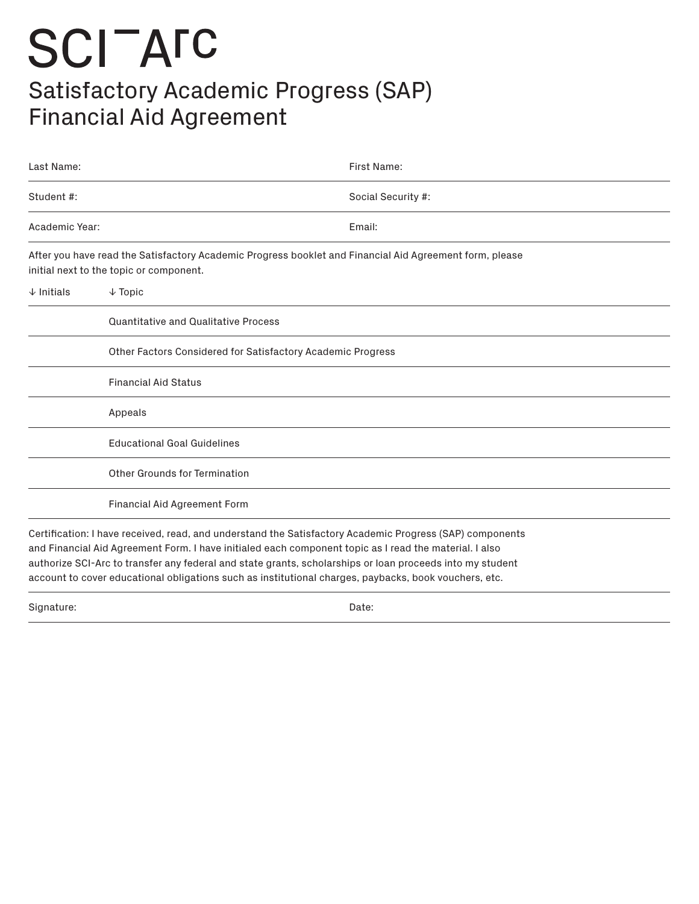# SCI-Arc

## Satisfactory Academic Progress (SAP) Financial Aid Agreement

| | |
|---|---|
| Last Name: | First Name: |
| Student #: | Social Security #: |
| Academic Year: | Email: |

After you have read the Satisfactory Academic Progress booklet and Financial Aid Agreement form, please initial next to the topic or component.

| ↓ Initials | ↓ Topic |
|---|---|
| | Quantitative and Qualitative Process |
| | Other Factors Considered for Satisfactory Academic Progress |
| | Financial Aid Status |
| | Appeals |
| | Educational Goal Guidelines |
| | Other Grounds for Termination |
| | Financial Aid Agreement Form |

Certification: I have received, read, and understand the Satisfactory Academic Progress (SAP) components and Financial Aid Agreement Form. I have initialed each component topic as I read the material. I also authorize SCI-Arc to transfer any federal and state grants, scholarships or loan proceeds into my student account to cover educational obligations such as institutional charges, paybacks, book vouchers, etc.

| | |
|---|---|
| Signature: | Date: |